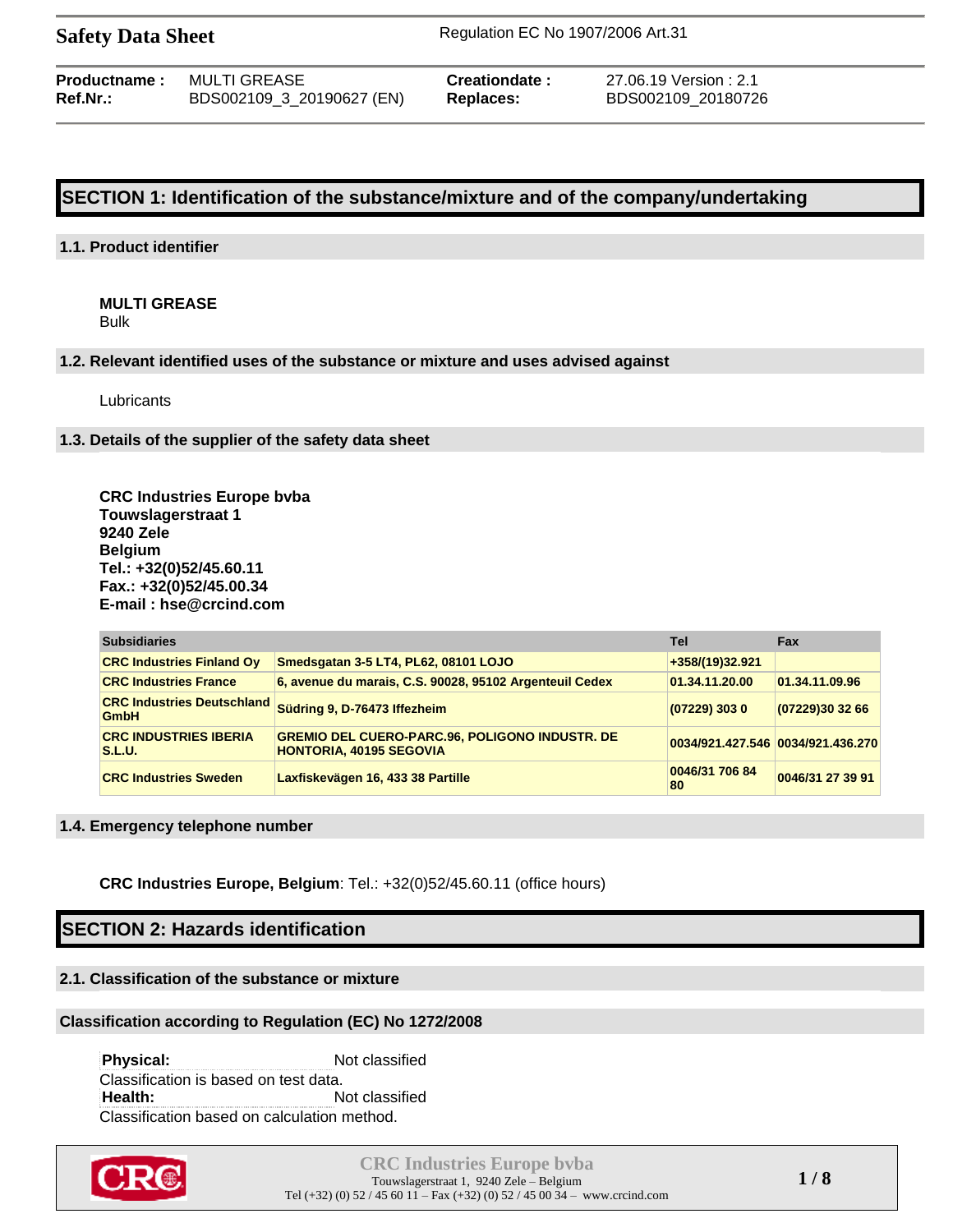**Safety Data Sheet** Regulation EC No 1907/2006 Art.31

| | | | |
|---|---|---|---|
| **Productname :** | MULTI GREASE | **Creationdate :** | 27.06.19 Version : 2.1 |
| **Ref.Nr.:** | BDS002109_3_20190627 (EN) | **Replaces:** | BDS002109_20180726 |

# SECTION 1: Identification of the substance/mixture and of the company/undertaking

## 1.1. Product identifier

**MULTI GREASE**
Bulk

## 1.2. Relevant identified uses of the substance or mixture and uses advised against

Lubricants

## 1.3. Details of the supplier of the safety data sheet

**CRC Industries Europe bvba**
**Touwslagerstraat 1**
**9240 Zele**
**Belgium**
**Tel.: +32(0)52/45.60.11**
**Fax.: +32(0)52/45.00.34**
**E-mail : hse@crcind.com**

| Subsidiaries | | Tel | Fax |
|---|---|---|---|
| CRC Industries Finland Oy | Smedsgatan 3-5 LT4, PL62, 08101 LOJO | +358/(19)32.921 | |
| CRC Industries France | 6, avenue du marais, C.S. 90028, 95102 Argenteuil Cedex | 01.34.11.20.00 | 01.34.11.09.96 |
| CRC Industries Deutschland GmbH | Südring 9, D-76473 Iffezheim | (07229) 303 0 | (07229)30 32 66 |
| CRC INDUSTRIES IBERIA S.L.U. | GREMIO DEL CUERO-PARC.96, POLIGONO INDUSTR. DE HONTORIA, 40195 SEGOVIA | 0034/921.427.546 | 0034/921.436.270 |
| CRC Industries Sweden | Laxfiskevägen 16, 433 38 Partille | 0046/31 706 84 80 | 0046/31 27 39 91 |

## 1.4. Emergency telephone number

**CRC Industries Europe, Belgium**: Tel.: +32(0)52/45.60.11 (office hours)

# SECTION 2: Hazards identification

## 2.1. Classification of the substance or mixture

### Classification according to Regulation (EC) No 1272/2008

**Physical:** Not classified
Classification is based on test data.
**Health:** Not classified
Classification based on calculation method.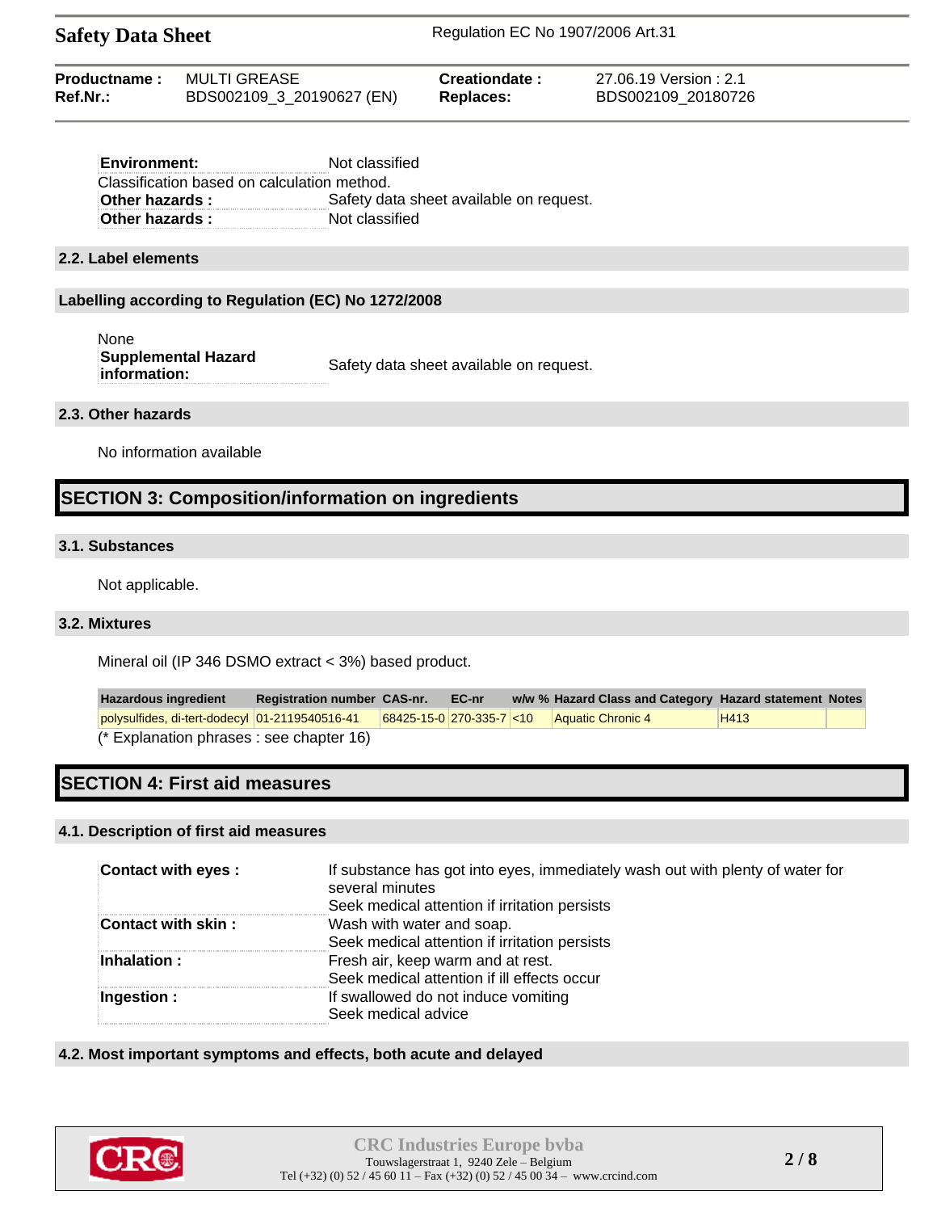| | |
|---|---|
| **Environment:** | Not classified |

Classification based on calculation method.

| | |
|---|---|
| **Other hazards :** | Safety data sheet available on request. |
| **Other hazards :** | Not classified |

### 2.2. Label elements

### Labelling according to Regulation (EC) No 1272/2008

None

| | |
|---|---|
| **Supplemental Hazard information:** | Safety data sheet available on request. |

### 2.3. Other hazards

No information available

## SECTION 3: Composition/information on ingredients

### 3.1. Substances

Not applicable.

### 3.2. Mixtures

Mineral oil (IP 346 DSMO extract < 3%) based product.

| Hazardous ingredient | Registration number | CAS-nr. | EC-nr | w/w % | Hazard Class and Category | Hazard statement | Notes |
|---|---|---|---|---|---|---|---|
| polysulfides, di-tert-dodecyl | 01-2119540516-41 | 68425-15-0 | 270-335-7 | <10 | Aquatic Chronic 4 | H413 | |

(* Explanation phrases : see chapter 16)

## SECTION 4: First aid measures

### 4.1. Description of first aid measures

| | |
|---|---|
| **Contact with eyes :** | If substance has got into eyes, immediately wash out with plenty of water for several minutes<br>Seek medical attention if irritation persists |
| **Contact with skin :** | Wash with water and soap.<br>Seek medical attention if irritation persists |
| **Inhalation :** | Fresh air, keep warm and at rest.<br>Seek medical attention if ill effects occur |
| **Ingestion :** | If swallowed do not induce vomiting<br>Seek medical advice |

### 4.2. Most important symptoms and effects, both acute and delayed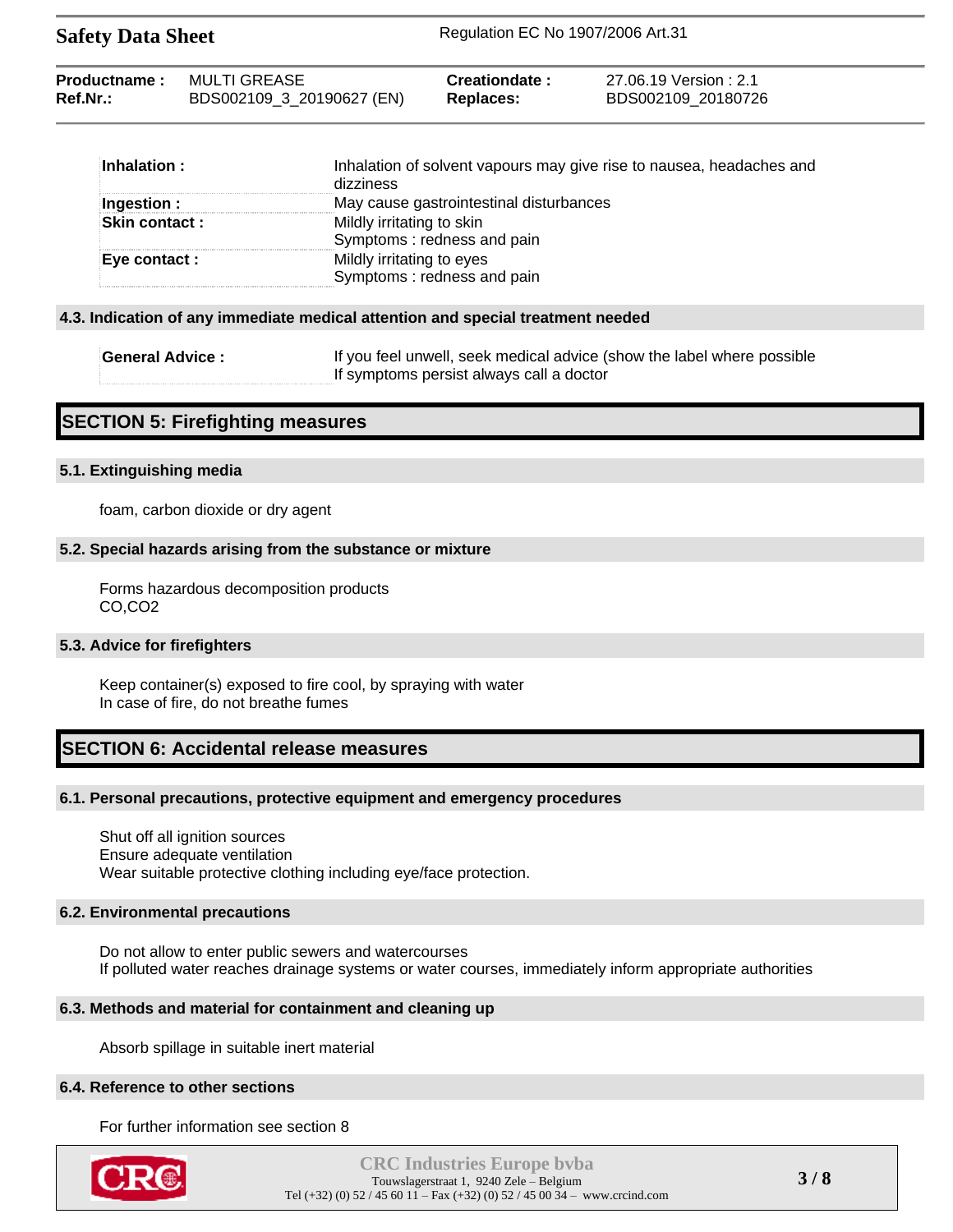| | |
|---|---|
| **Inhalation :** | Inhalation of solvent vapours may give rise to nausea, headaches and dizziness |
| **Ingestion :** | May cause gastrointestinal disturbances |
| **Skin contact :** | Mildly irritating to skin<br>Symptoms : redness and pain |
| **Eye contact :** | Mildly irritating to eyes<br>Symptoms : redness and pain |

### 4.3. Indication of any immediate medical attention and special treatment needed

| | |
|---|---|
| **General Advice :** | If you feel unwell, seek medical advice (show the label where possible<br>If symptoms persist always call a doctor |

## SECTION 5: Firefighting measures

### 5.1. Extinguishing media

foam, carbon dioxide or dry agent

### 5.2. Special hazards arising from the substance or mixture

Forms hazardous decomposition products
CO,CO2

### 5.3. Advice for firefighters

Keep container(s) exposed to fire cool, by spraying with water
In case of fire, do not breathe fumes

## SECTION 6: Accidental release measures

### 6.1. Personal precautions, protective equipment and emergency procedures

Shut off all ignition sources
Ensure adequate ventilation
Wear suitable protective clothing including eye/face protection.

### 6.2. Environmental precautions

Do not allow to enter public sewers and watercourses
If polluted water reaches drainage systems or water courses, immediately inform appropriate authorities

### 6.3. Methods and material for containment and cleaning up

Absorb spillage in suitable inert material

### 6.4. Reference to other sections

For further information see section 8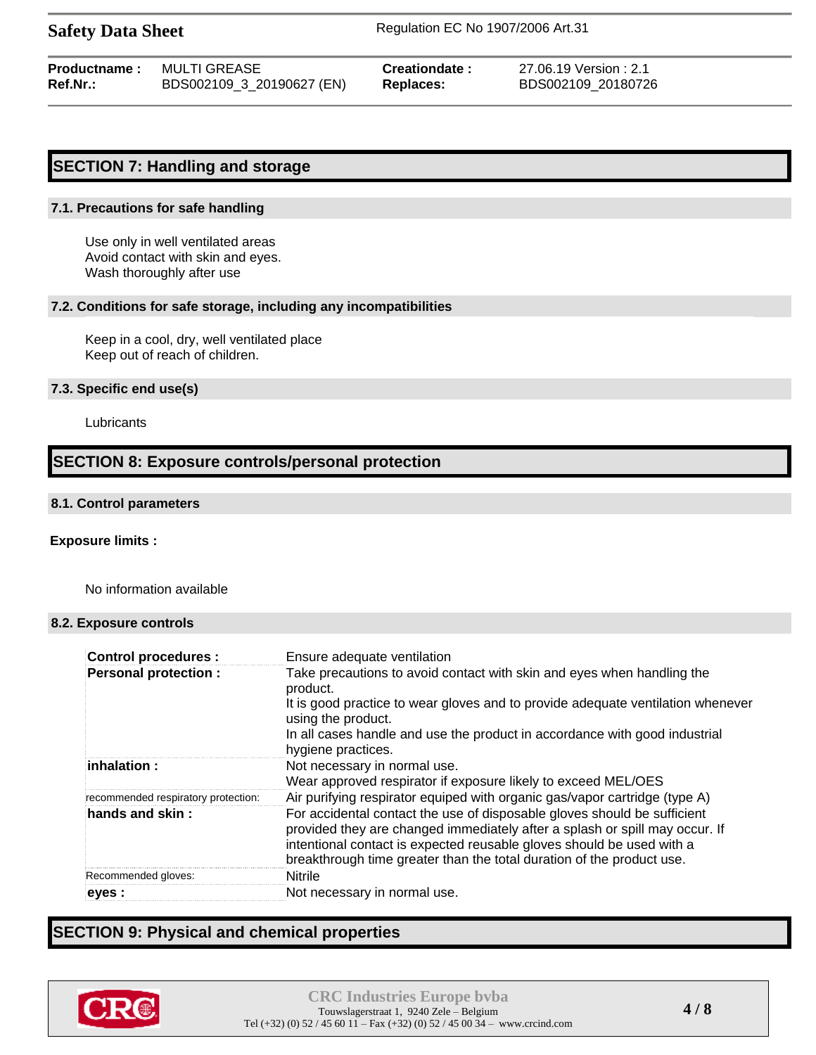## SECTION 7: Handling and storage

### 7.1. Precautions for safe handling

Use only in well ventilated areas
Avoid contact with skin and eyes.
Wash thoroughly after use

### 7.2. Conditions for safe storage, including any incompatibilities

Keep in a cool, dry, well ventilated place
Keep out of reach of children.

### 7.3. Specific end use(s)

Lubricants

## SECTION 8: Exposure controls/personal protection

### 8.1. Control parameters

**Exposure limits :**

No information available

### 8.2. Exposure controls

| | |
|---|---|
| **Control procedures :** | Ensure adequate ventilation |
| **Personal protection :** | Take precautions to avoid contact with skin and eyes when handling the product. It is good practice to wear gloves and to provide adequate ventilation whenever using the product. In all cases handle and use the product in accordance with good industrial hygiene practices. |
| **inhalation :** | Not necessary in normal use. Wear approved respirator if exposure likely to exceed MEL/OES |
| recommended respiratory protection: | Air purifying respirator equiped with organic gas/vapor cartridge (type A) |
| **hands and skin :** | For accidental contact the use of disposable gloves should be sufficient provided they are changed immediately after a splash or spill may occur. If intentional contact is expected reusable gloves should be used with a breakthrough time greater than the total duration of the product use. |
| Recommended gloves: | Nitrile |
| **eyes :** | Not necessary in normal use. |

## SECTION 9: Physical and chemical properties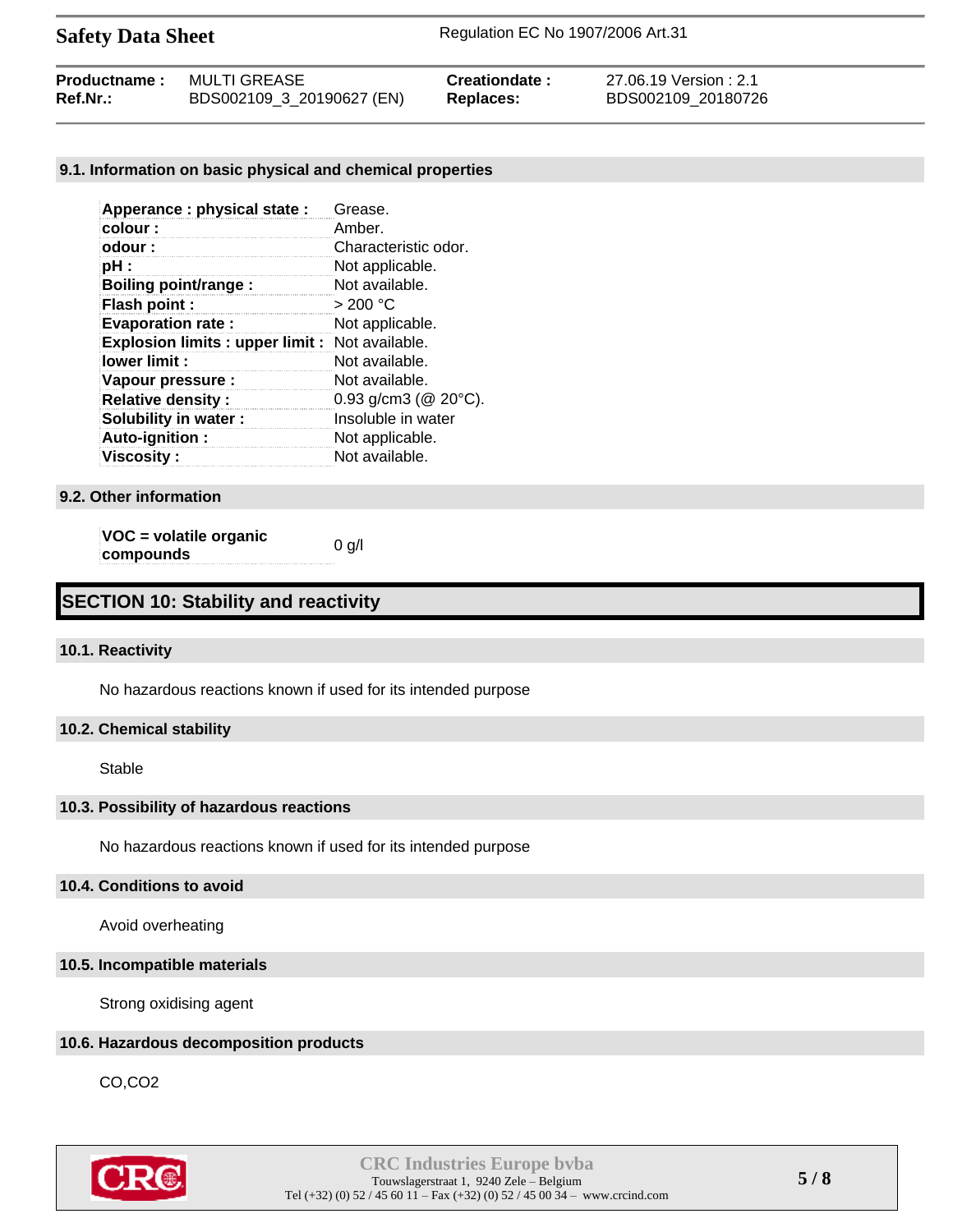### 9.1. Information on basic physical and chemical properties

| | |
|---|---|
| **Apperance : physical state :** | Grease. |
| **colour :** | Amber. |
| **odour :** | Characteristic odor. |
| **pH :** | Not applicable. |
| **Boiling point/range :** | Not available. |
| **Flash point :** | > 200 °C |
| **Evaporation rate :** | Not applicable. |
| **Explosion limits : upper limit :** | Not available. |
| **lower limit :** | Not available. |
| **Vapour pressure :** | Not available. |
| **Relative density :** | 0.93 g/cm3 (@ 20°C). |
| **Solubility in water :** | Insoluble in water |
| **Auto-ignition :** | Not applicable. |
| **Viscosity :** | Not available. |

### 9.2. Other information

| | |
|---|---|
| **VOC = volatile organic compounds** | 0 g/l |

## SECTION 10: Stability and reactivity

### 10.1. Reactivity

No hazardous reactions known if used for its intended purpose

### 10.2. Chemical stability

Stable

### 10.3. Possibility of hazardous reactions

No hazardous reactions known if used for its intended purpose

### 10.4. Conditions to avoid

Avoid overheating

### 10.5. Incompatible materials

Strong oxidising agent

### 10.6. Hazardous decomposition products

CO,$CO_2$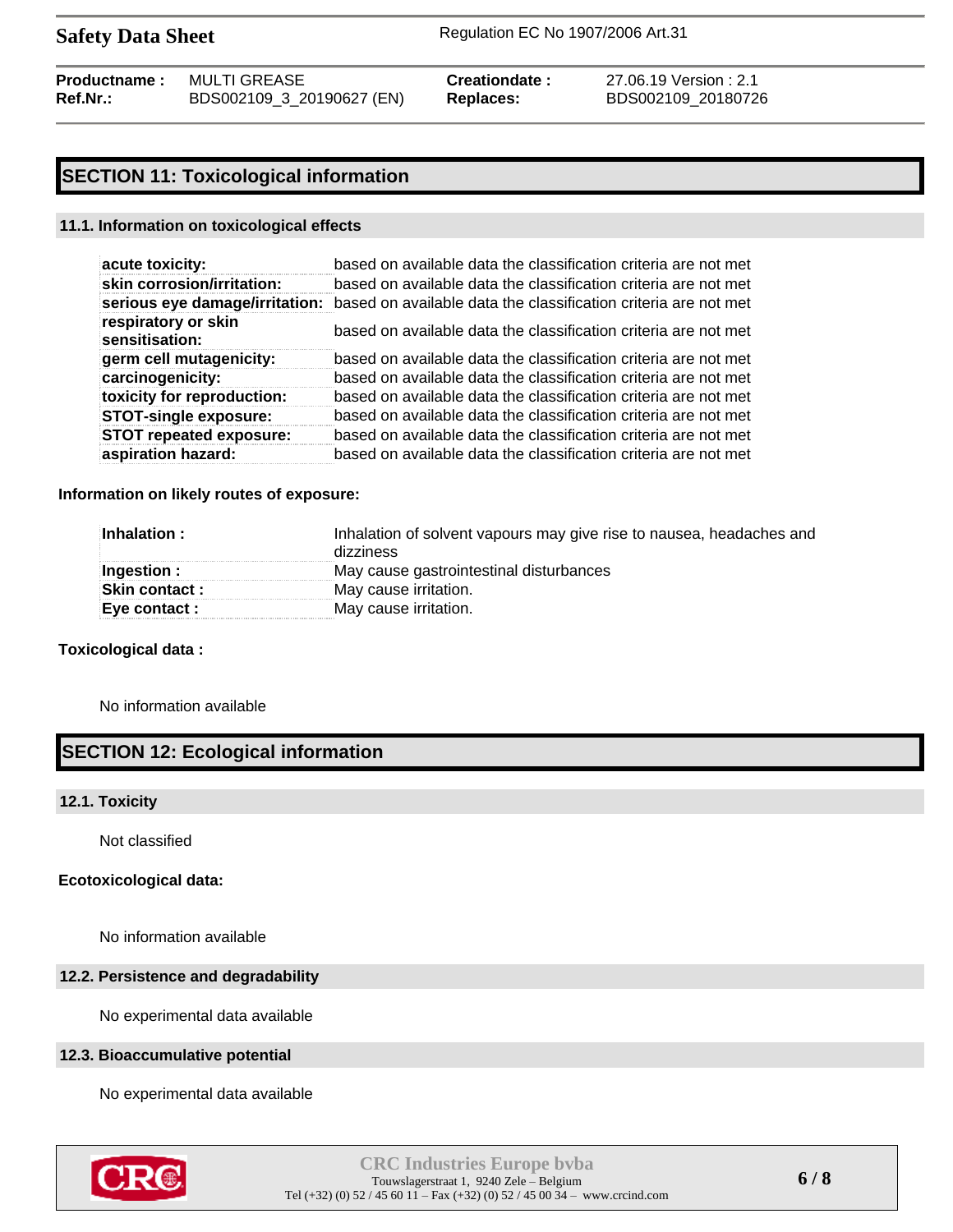## SECTION 11: Toxicological information

### 11.1. Information on toxicological effects

| | |
|---|---|
| **acute toxicity:** | based on available data the classification criteria are not met |
| **skin corrosion/irritation:** | based on available data the classification criteria are not met |
| **serious eye damage/irritation:** | based on available data the classification criteria are not met |
| **respiratory or skin sensitisation:** | based on available data the classification criteria are not met |
| **germ cell mutagenicity:** | based on available data the classification criteria are not met |
| **carcinogenicity:** | based on available data the classification criteria are not met |
| **toxicity for reproduction:** | based on available data the classification criteria are not met |
| **STOT-single exposure:** | based on available data the classification criteria are not met |
| **STOT repeated exposure:** | based on available data the classification criteria are not met |
| **aspiration hazard:** | based on available data the classification criteria are not met |

**Information on likely routes of exposure:**

| | |
|---|---|
| **Inhalation :** | Inhalation of solvent vapours may give rise to nausea, headaches and dizziness |
| **Ingestion :** | May cause gastrointestinal disturbances |
| **Skin contact :** | May cause irritation. |
| **Eye contact :** | May cause irritation. |

**Toxicological data :**

No information available

## SECTION 12: Ecological information

### 12.1. Toxicity

Not classified

**Ecotoxicological data:**

No information available

### 12.2. Persistence and degradability

No experimental data available

### 12.3. Bioaccumulative potential

No experimental data available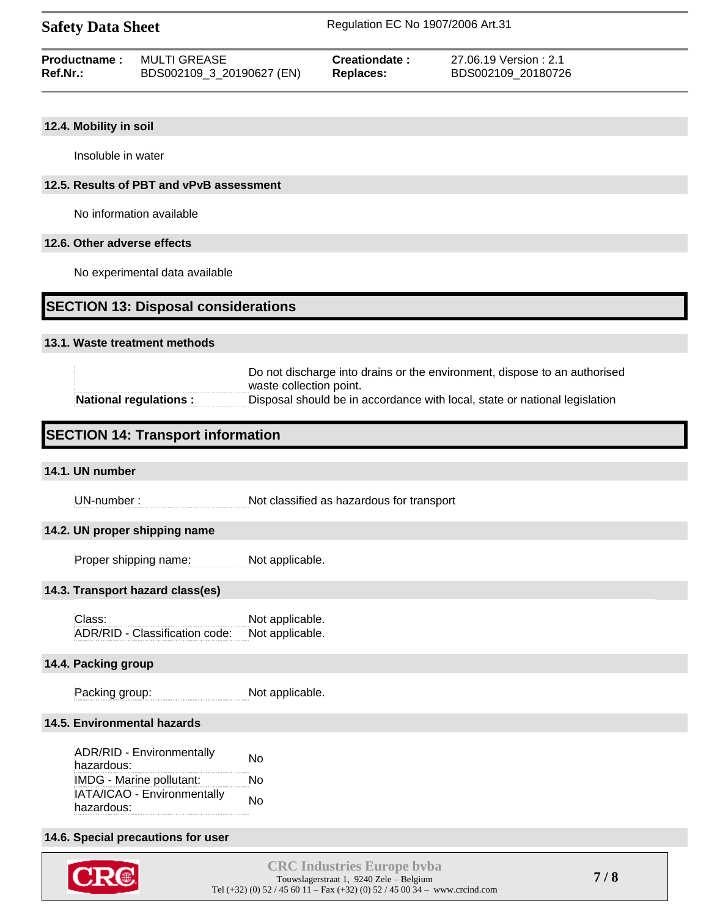### 12.4. Mobility in soil

Insoluble in water

### 12.5. Results of PBT and vPvB assessment

No information available

### 12.6. Other adverse effects

No experimental data available

## SECTION 13: Disposal considerations

### 13.1. Waste treatment methods

| | |
|---|---|
| | Do not discharge into drains or the environment, dispose to an authorised waste collection point. |
| **National regulations :** | Disposal should be in accordance with local, state or national legislation |

## SECTION 14: Transport information

### 14.1. UN number

| | |
|---|---|
| UN-number : | Not classified as hazardous for transport |

### 14.2. UN proper shipping name

| | |
|---|---|
| Proper shipping name: | Not applicable. |

### 14.3. Transport hazard class(es)

| | |
|---|---|
| Class: | Not applicable. |
| ADR/RID - Classification code: | Not applicable. |

### 14.4. Packing group

| | |
|---|---|
| Packing group: | Not applicable. |

### 14.5. Environmental hazards

| | |
|---|---|
| ADR/RID - Environmentally hazardous: | No |
| IMDG - Marine pollutant: | No |
| IATA/ICAO - Environmentally hazardous: | No |

### 14.6. Special precautions for user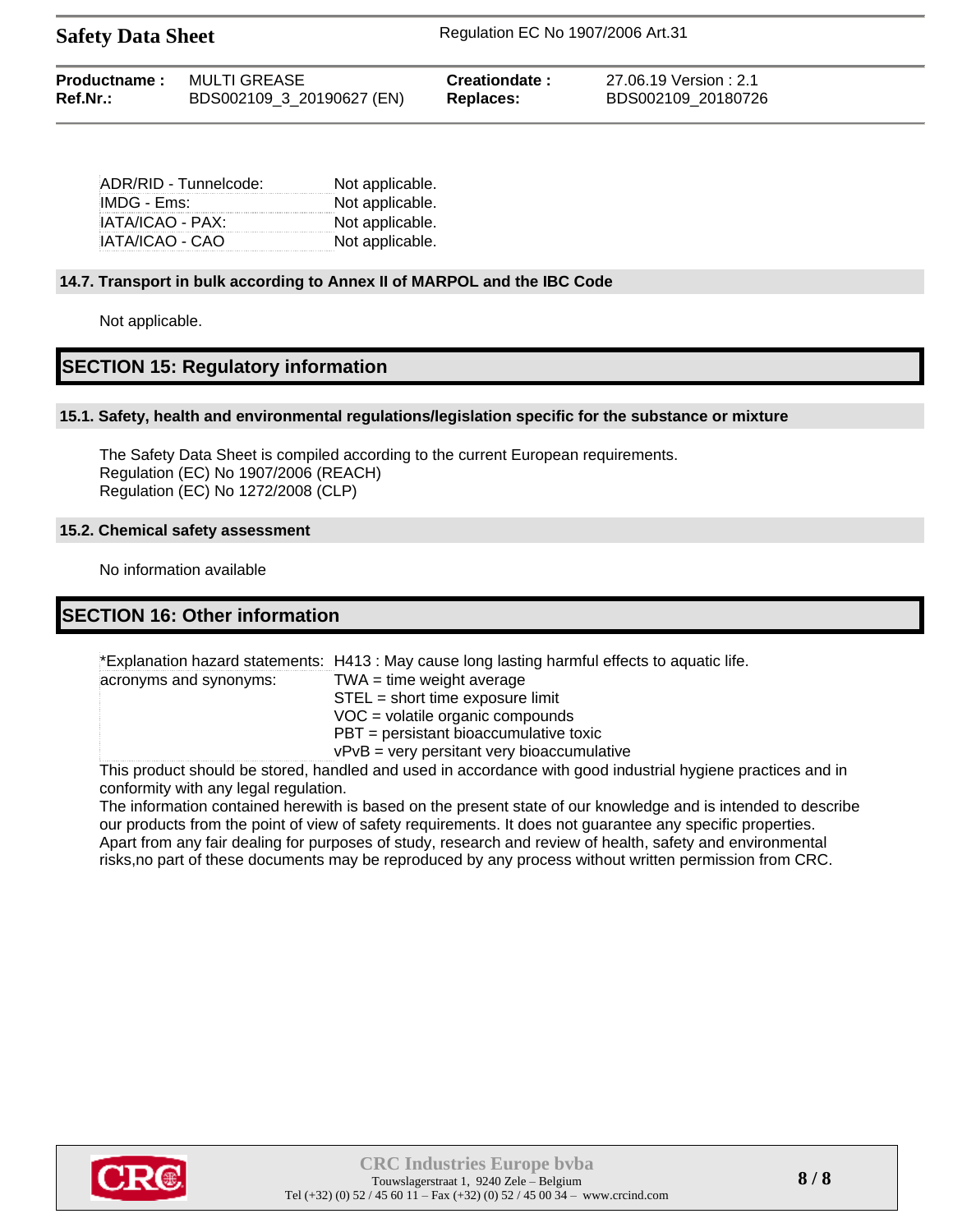| | |
|---|---|
| ADR/RID - Tunnelcode: | Not applicable. |
| IMDG - Ems: | Not applicable. |
| IATA/ICAO - PAX: | Not applicable. |
| IATA/ICAO - CAO | Not applicable. |

### 14.7. Transport in bulk according to Annex II of MARPOL and the IBC Code

Not applicable.

## SECTION 15: Regulatory information

### 15.1. Safety, health and environmental regulations/legislation specific for the substance or mixture

The Safety Data Sheet is compiled according to the current European requirements.
Regulation (EC) No 1907/2006 (REACH)
Regulation (EC) No 1272/2008 (CLP)

### 15.2. Chemical safety assessment

No information available

## SECTION 16: Other information

| | |
|---|---|
| *Explanation hazard statements: | H413 : May cause long lasting harmful effects to aquatic life. |
| acronyms and synonyms: | TWA = time weight average<br>STEL = short time exposure limit<br>VOC = volatile organic compounds<br>PBT = persistant bioaccumulative toxic<br>vPvB = very persitant very bioaccumulative |

This product should be stored, handled and used in accordance with good industrial hygiene practices and in conformity with any legal regulation.
The information contained herewith is based on the present state of our knowledge and is intended to describe our products from the point of view of safety requirements. It does not guarantee any specific properties.
Apart from any fair dealing for purposes of study, research and review of health, safety and environmental risks,no part of these documents may be reproduced by any process without written permission from CRC.